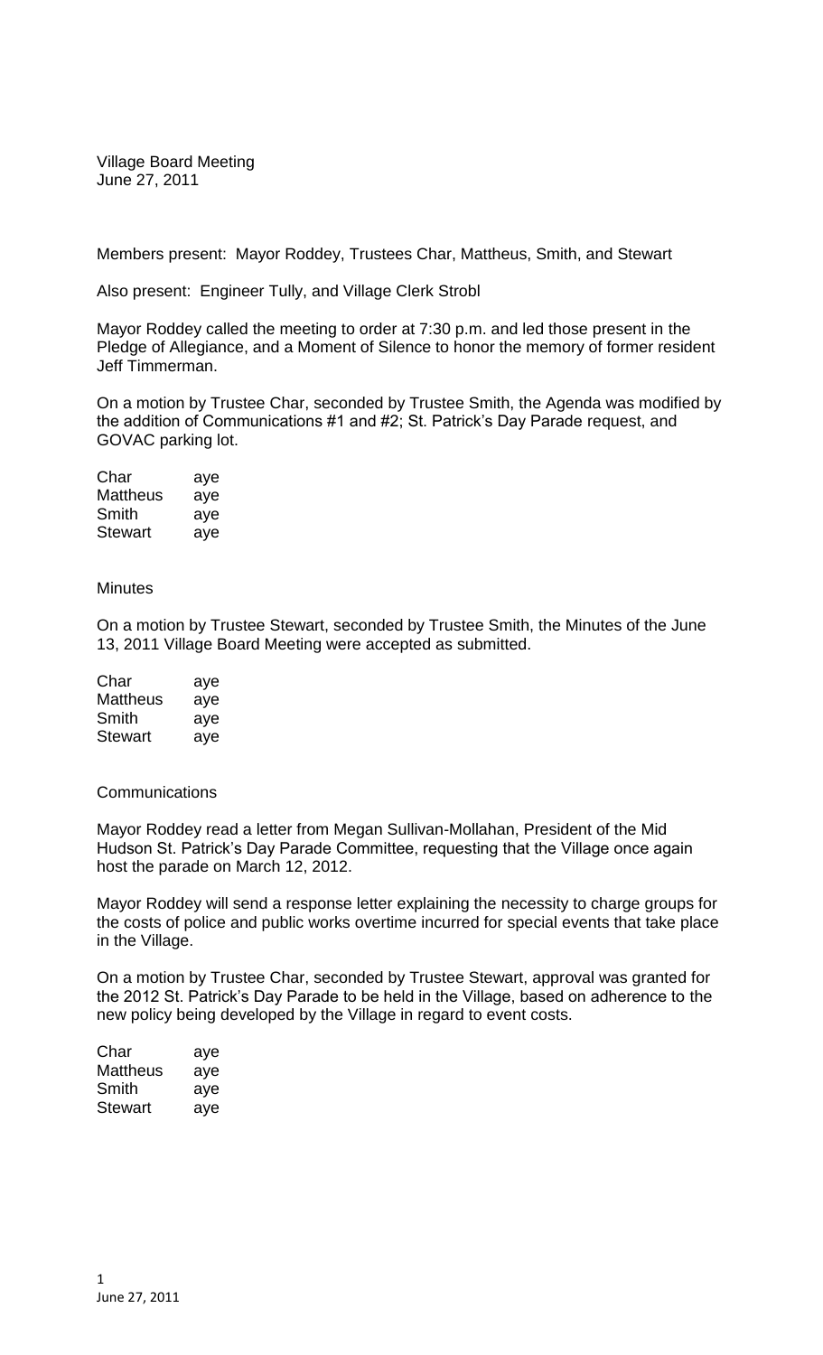Village Board Meeting
June 27, 2011

Members present: Mayor Roddey, Trustees Char, Mattheus, Smith, and Stewart

Also present: Engineer Tully, and Village Clerk Strobl

Mayor Roddey called the meeting to order at 7:30 p.m. and led those present in the Pledge of Allegiance, and a Moment of Silence to honor the memory of former resident Jeff Timmerman.

On a motion by Trustee Char, seconded by Trustee Smith, the Agenda was modified by the addition of Communications #1 and #2; St. Patrick's Day Parade request, and GOVAC parking lot.

| | |
|---|---|
| Char | aye |
| Mattheus | aye |
| Smith | aye |
| Stewart | aye |

Minutes

On a motion by Trustee Stewart, seconded by Trustee Smith, the Minutes of the June 13, 2011 Village Board Meeting were accepted as submitted.

| | |
|---|---|
| Char | aye |
| Mattheus | aye |
| Smith | aye |
| Stewart | aye |

Communications

Mayor Roddey read a letter from Megan Sullivan-Mollahan, President of the Mid Hudson St. Patrick's Day Parade Committee, requesting that the Village once again host the parade on March 12, 2012.

Mayor Roddey will send a response letter explaining the necessity to charge groups for the costs of police and public works overtime incurred for special events that take place in the Village.

On a motion by Trustee Char, seconded by Trustee Stewart, approval was granted for the 2012 St. Patrick's Day Parade to be held in the Village, based on adherence to the new policy being developed by the Village in regard to event costs.

| | |
|---|---|
| Char | aye |
| Mattheus | aye |
| Smith | aye |
| Stewart | aye |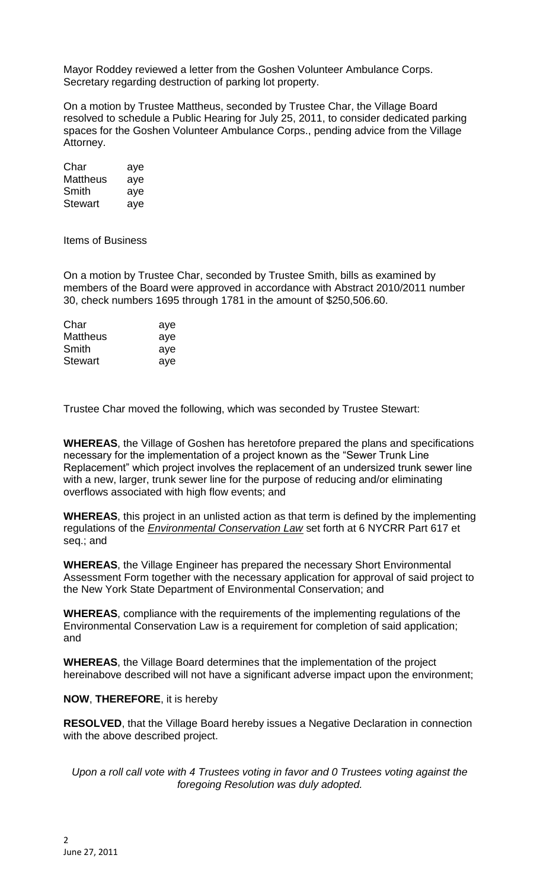Mayor Roddey reviewed a letter from the Goshen Volunteer Ambulance Corps. Secretary regarding destruction of parking lot property.

On a motion by Trustee Mattheus, seconded by Trustee Char, the Village Board resolved to schedule a Public Hearing for July 25, 2011, to consider dedicated parking spaces for the Goshen Volunteer Ambulance Corps., pending advice from the Village Attorney.

| | |
|---|---|
| Char | aye |
| Mattheus | aye |
| Smith | aye |
| Stewart | aye |

Items of Business

On a motion by Trustee Char, seconded by Trustee Smith, bills as examined by members of the Board were approved in accordance with Abstract 2010/2011 number 30, check numbers 1695 through 1781 in the amount of $250,506.60.

| | |
|---|---|
| Char | aye |
| Mattheus | aye |
| Smith | aye |
| Stewart | aye |

Trustee Char moved the following, which was seconded by Trustee Stewart:

**WHEREAS**, the Village of Goshen has heretofore prepared the plans and specifications necessary for the implementation of a project known as the "Sewer Trunk Line Replacement" which project involves the replacement of an undersized trunk sewer line with a new, larger, trunk sewer line for the purpose of reducing and/or eliminating overflows associated with high flow events; and

**WHEREAS**, this project in an unlisted action as that term is defined by the implementing regulations of the ***Environmental Conservation Law*** set forth at 6 NYCRR Part 617 et seq.; and

**WHEREAS**, the Village Engineer has prepared the necessary Short Environmental Assessment Form together with the necessary application for approval of said project to the New York State Department of Environmental Conservation; and

**WHEREAS**, compliance with the requirements of the implementing regulations of the Environmental Conservation Law is a requirement for completion of said application; and

**WHEREAS**, the Village Board determines that the implementation of the project hereinabove described will not have a significant adverse impact upon the environment;

**NOW**, **THEREFORE**, it is hereby

**RESOLVED**, that the Village Board hereby issues a Negative Declaration in connection with the above described project.

*Upon a roll call vote with 4 Trustees voting in favor and 0 Trustees voting against the foregoing Resolution was duly adopted.*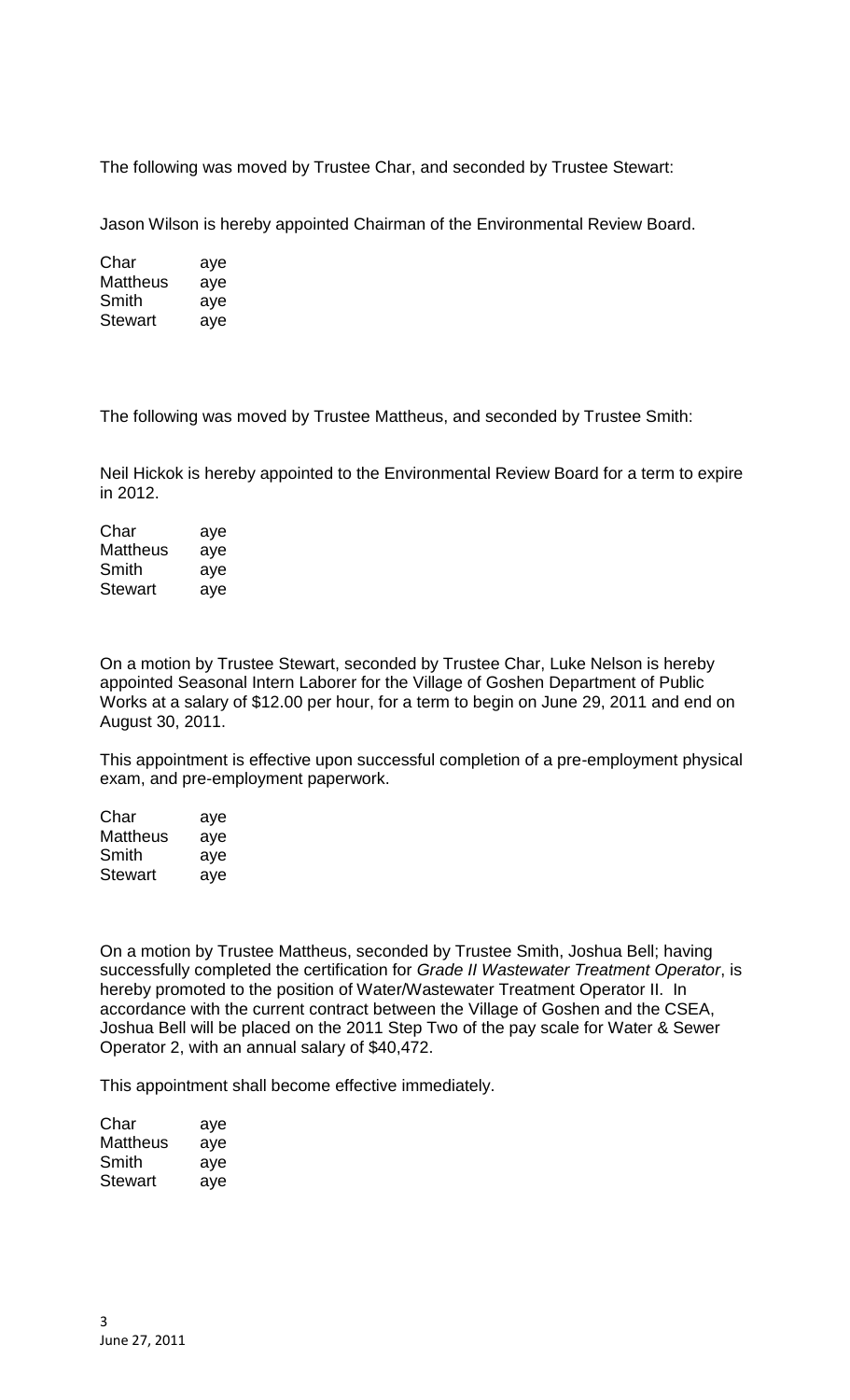The following was moved by Trustee Char, and seconded by Trustee Stewart:

Jason Wilson is hereby appointed Chairman of the Environmental Review Board.

| | |
|---|---|
| Char | aye |
| Mattheus | aye |
| Smith | aye |
| Stewart | aye |

The following was moved by Trustee Mattheus, and seconded by Trustee Smith:

Neil Hickok is hereby appointed to the Environmental Review Board for a term to expire in 2012.

| | |
|---|---|
| Char | aye |
| Mattheus | aye |
| Smith | aye |
| Stewart | aye |

On a motion by Trustee Stewart, seconded by Trustee Char, Luke Nelson is hereby appointed Seasonal Intern Laborer for the Village of Goshen Department of Public Works at a salary of $12.00 per hour, for a term to begin on June 29, 2011 and end on August 30, 2011.

This appointment is effective upon successful completion of a pre-employment physical exam, and pre-employment paperwork.

| | |
|---|---|
| Char | aye |
| Mattheus | aye |
| Smith | aye |
| Stewart | aye |

On a motion by Trustee Mattheus, seconded by Trustee Smith, Joshua Bell; having successfully completed the certification for *Grade II Wastewater Treatment Operator*, is hereby promoted to the position of Water/Wastewater Treatment Operator II. In accordance with the current contract between the Village of Goshen and the CSEA, Joshua Bell will be placed on the 2011 Step Two of the pay scale for Water & Sewer Operator 2, with an annual salary of $40,472.

This appointment shall become effective immediately.

| | |
|---|---|
| Char | aye |
| Mattheus | aye |
| Smith | aye |
| Stewart | aye |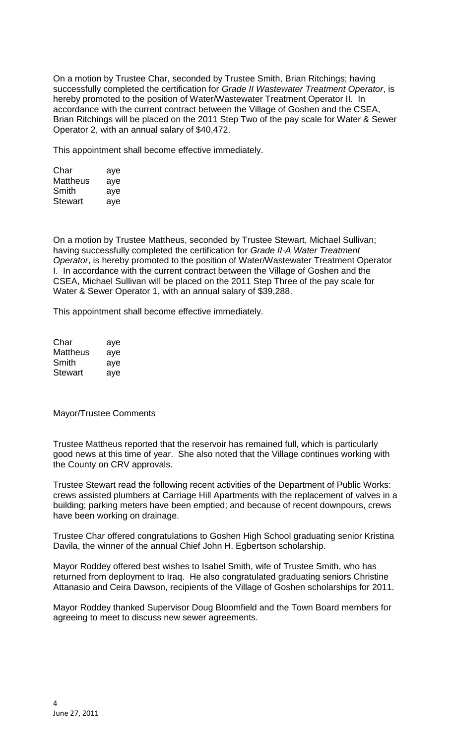On a motion by Trustee Char, seconded by Trustee Smith, Brian Ritchings; having successfully completed the certification for *Grade II Wastewater Treatment Operator*, is hereby promoted to the position of Water/Wastewater Treatment Operator II. In accordance with the current contract between the Village of Goshen and the CSEA, Brian Ritchings will be placed on the 2011 Step Two of the pay scale for Water & Sewer Operator 2, with an annual salary of $40,472.

This appointment shall become effective immediately.

| | |
|---|---|
| Char | aye |
| Mattheus | aye |
| Smith | aye |
| Stewart | aye |

On a motion by Trustee Mattheus, seconded by Trustee Stewart, Michael Sullivan; having successfully completed the certification for *Grade II-A Water Treatment Operator*, is hereby promoted to the position of Water/Wastewater Treatment Operator I. In accordance with the current contract between the Village of Goshen and the CSEA, Michael Sullivan will be placed on the 2011 Step Three of the pay scale for Water & Sewer Operator 1, with an annual salary of $39,288.

This appointment shall become effective immediately.

| | |
|---|---|
| Char | aye |
| Mattheus | aye |
| Smith | aye |
| Stewart | aye |

Mayor/Trustee Comments

Trustee Mattheus reported that the reservoir has remained full, which is particularly good news at this time of year. She also noted that the Village continues working with the County on CRV approvals.

Trustee Stewart read the following recent activities of the Department of Public Works: crews assisted plumbers at Carriage Hill Apartments with the replacement of valves in a building; parking meters have been emptied; and because of recent downpours, crews have been working on drainage.

Trustee Char offered congratulations to Goshen High School graduating senior Kristina Davila, the winner of the annual Chief John H. Egbertson scholarship.

Mayor Roddey offered best wishes to Isabel Smith, wife of Trustee Smith, who has returned from deployment to Iraq. He also congratulated graduating seniors Christine Attanasio and Ceira Dawson, recipients of the Village of Goshen scholarships for 2011.

Mayor Roddey thanked Supervisor Doug Bloomfield and the Town Board members for agreeing to meet to discuss new sewer agreements.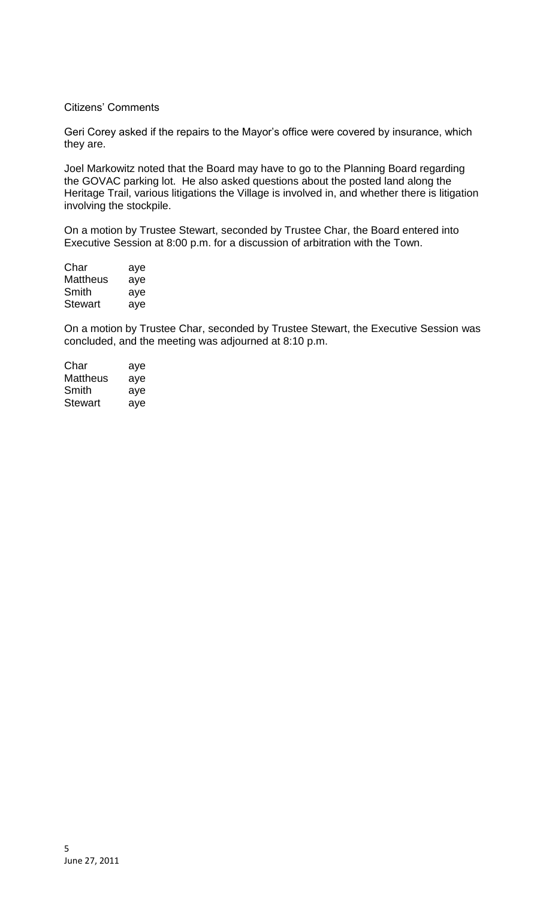Citizens' Comments

Geri Corey asked if the repairs to the Mayor's office were covered by insurance, which they are.

Joel Markowitz noted that the Board may have to go to the Planning Board regarding the GOVAC parking lot. He also asked questions about the posted land along the Heritage Trail, various litigations the Village is involved in, and whether there is litigation involving the stockpile.

On a motion by Trustee Stewart, seconded by Trustee Char, the Board entered into Executive Session at 8:00 p.m. for a discussion of arbitration with the Town.

| | |
|---|---|
| Char | aye |
| Mattheus | aye |
| Smith | aye |
| Stewart | aye |

On a motion by Trustee Char, seconded by Trustee Stewart, the Executive Session was concluded, and the meeting was adjourned at 8:10 p.m.

| | |
|---|---|
| Char | aye |
| Mattheus | aye |
| Smith | aye |
| Stewart | aye |

June 27, 2011